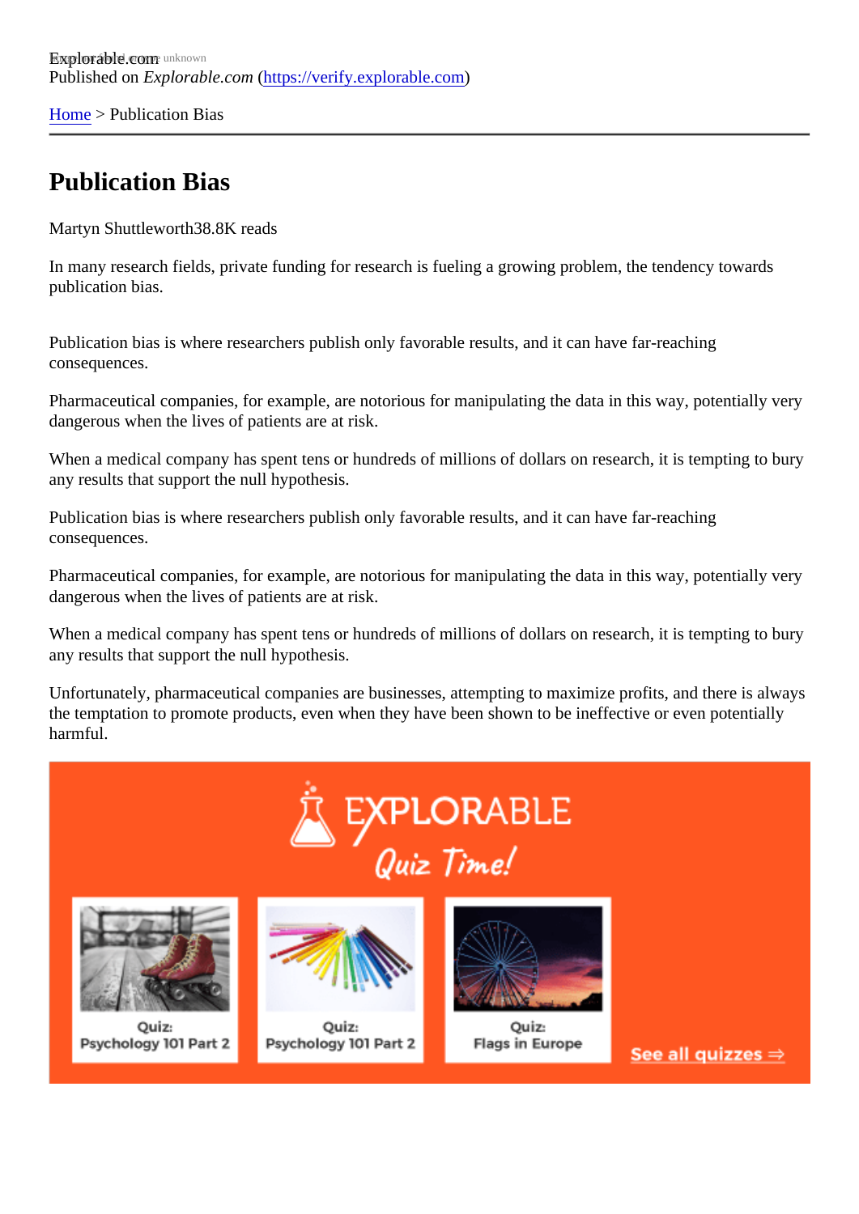Explorable.com

Published on *Explorable.com* (https://verify.explorable.com)

Home > Publication Bias

# Publication Bias

Martyn Shuttleworth38.8K reads

In many research fields, private funding for research is fueling a growing problem, the tendency towards publication bias.

Publication bias is where researchers publish only favorable results, and it can have far-reaching consequences.

Pharmaceutical companies, for example, are notorious for manipulating the data in this way, potentially very dangerous when the lives of patients are at risk.

When a medical company has spent tens or hundreds of millions of dollars on research, it is tempting to bury any results that support the null hypothesis.

Publication bias is where researchers publish only favorable results, and it can have far-reaching consequences.

Pharmaceutical companies, for example, are notorious for manipulating the data in this way, potentially very dangerous when the lives of patients are at risk.

When a medical company has spent tens or hundreds of millions of dollars on research, it is tempting to bury any results that support the null hypothesis.

Unfortunately, pharmaceutical companies are businesses, attempting to maximize profits, and there is always the temptation to promote products, even when they have been shown to be ineffective or even potentially harmful.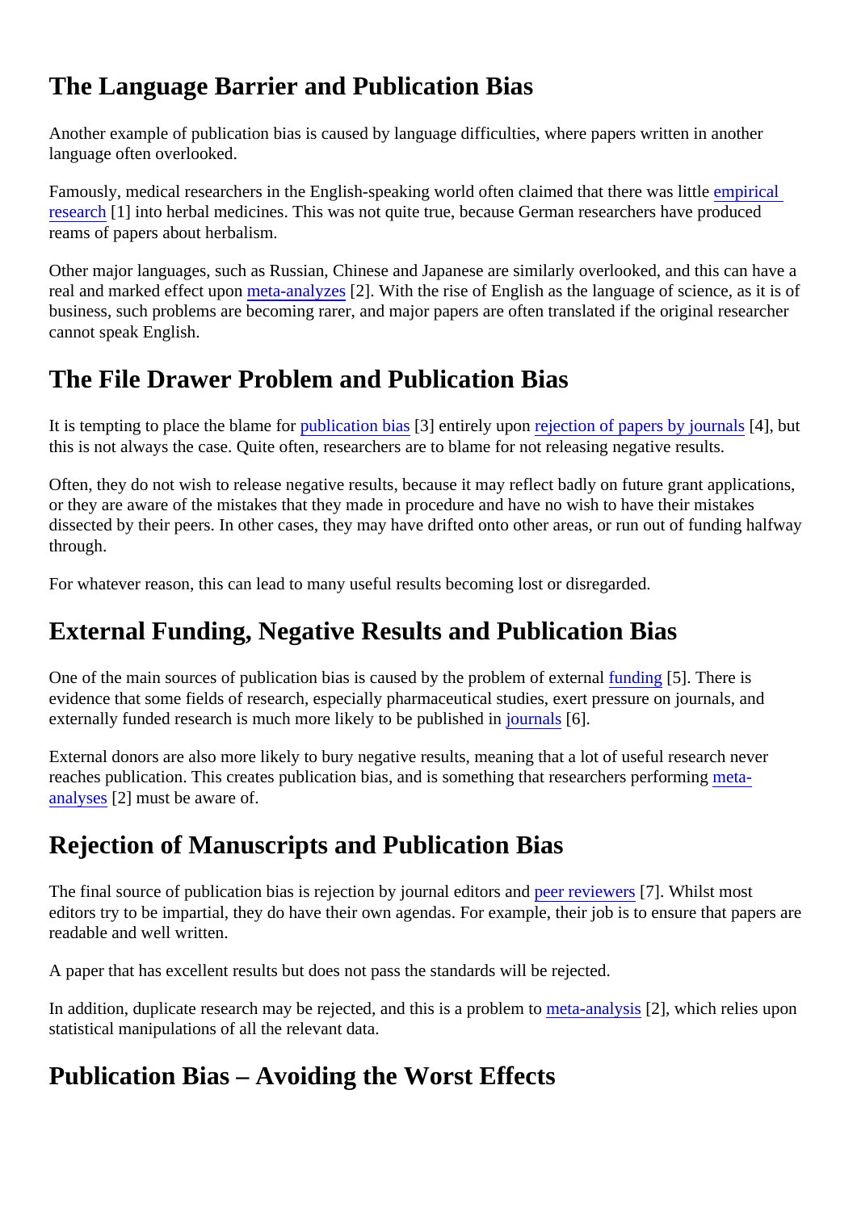## The Language Barrier and Publication Bias

Another example of publication bias is caused by language difficulties, where papers written in another language often overlooked.

Famously, medical researchers in the English-speaking world often claimed that there was little empirical research [1] into herbal medicines. This was not quite true, because German researchers have produced reams of papers about herbalism.

Other major languages, such as Russian, Chinese and Japanese are similarly overlooked, and this can have a real and marked effect upon meta-analyzes [2]. With the rise of English as the language of science, as it is of business, such problems are becoming rarer, and major papers are often translated if the original researcher cannot speak English.

## The File Drawer Problem and Publication Bias

It is tempting to place the blame for publication bias [3] entirely upon rejection of papers by journals [4], but this is not always the case. Quite often, researchers are to blame for not releasing negative results.

Often, they do not wish to release negative results, because it may reflect badly on future grant applications, or they are aware of the mistakes that they made in procedure and have no wish to have their mistakes dissected by their peers. In other cases, they may have drifted onto other areas, or run out of funding halfway through.

For whatever reason, this can lead to many useful results becoming lost or disregarded.

## External Funding, Negative Results and Publication Bias

One of the main sources of publication bias is caused by the problem of external funding [5]. There is evidence that some fields of research, especially pharmaceutical studies, exert pressure on journals, and externally funded research is much more likely to be published in journals [6].

External donors are also more likely to bury negative results, meaning that a lot of useful research never reaches publication. This creates publication bias, and is something that researchers performing meta-analyses [2] must be aware of.

## Rejection of Manuscripts and Publication Bias

The final source of publication bias is rejection by journal editors and peer reviewers [7]. Whilst most editors try to be impartial, they do have their own agendas. For example, their job is to ensure that papers are readable and well written.

A paper that has excellent results but does not pass the standards will be rejected.

In addition, duplicate research may be rejected, and this is a problem to meta-analysis [2], which relies upon statistical manipulations of all the relevant data.

## Publication Bias – Avoiding the Worst Effects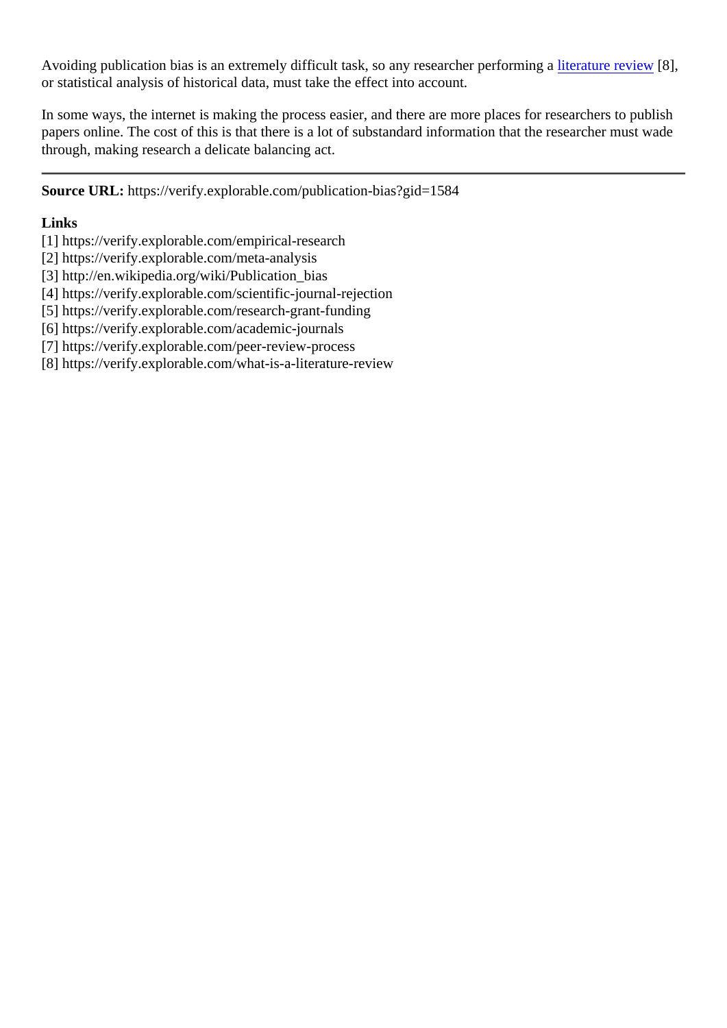Avoiding publication bias is an extremely difficult task, so any researcher performing a literature review [8], or statistical analysis of historical data, must take the effect into account.

In some ways, the internet is making the process easier, and there are more places for researchers to publish papers online. The cost of this is that there is a lot of substandard information that the researcher must wade through, making research a delicate balancing act.

---

**Source URL:** https://verify.explorable.com/publication-bias?gid=1584

**Links**
[1] https://verify.explorable.com/empirical-research
[2] https://verify.explorable.com/meta-analysis
[3] http://en.wikipedia.org/wiki/Publication_bias
[4] https://verify.explorable.com/scientific-journal-rejection
[5] https://verify.explorable.com/research-grant-funding
[6] https://verify.explorable.com/academic-journals
[7] https://verify.explorable.com/peer-review-process
[8] https://verify.explorable.com/what-is-a-literature-review